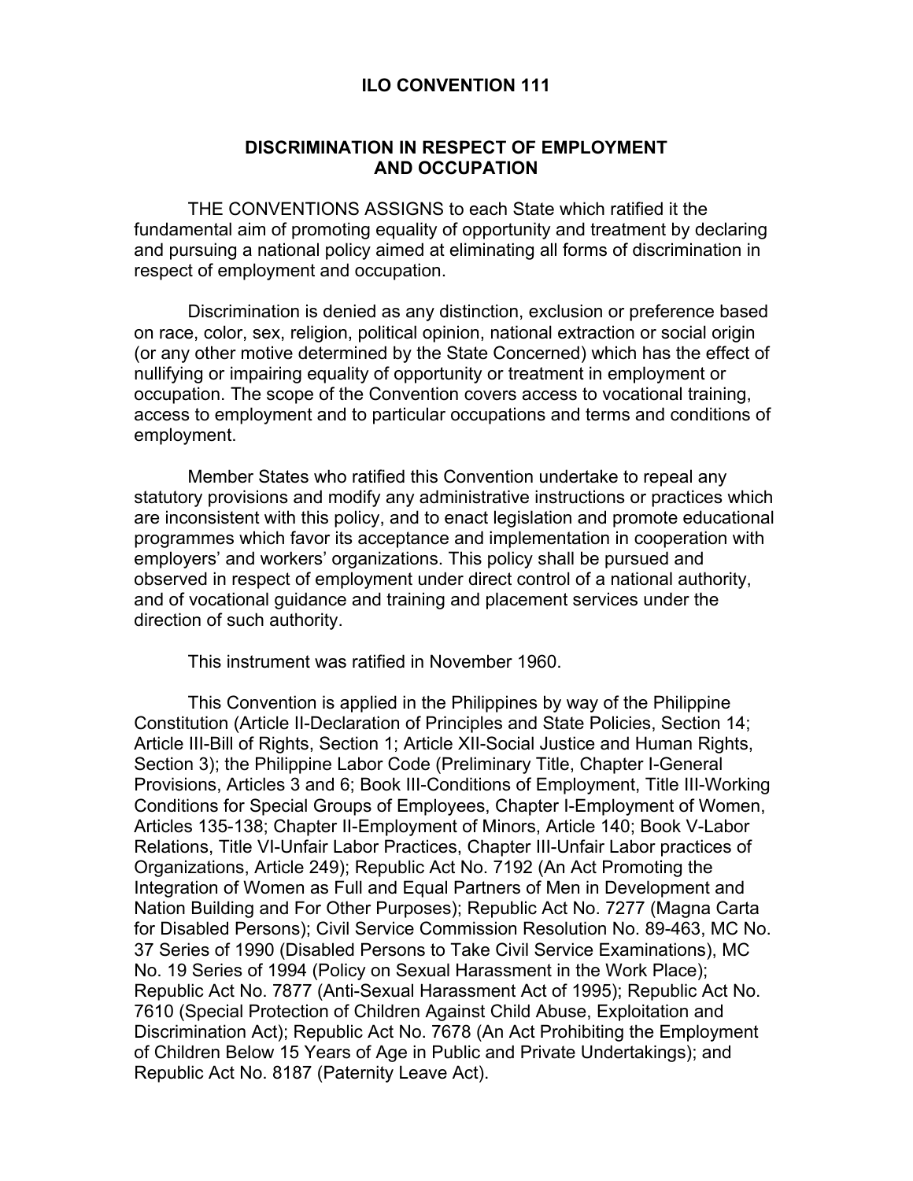# ILO CONVENTION 111

## DISCRIMINATION IN RESPECT OF EMPLOYMENT AND OCCUPATION

THE CONVENTIONS ASSIGNS to each State which ratified it the fundamental aim of promoting equality of opportunity and treatment by declaring and pursuing a national policy aimed at eliminating all forms of discrimination in respect of employment and occupation.

Discrimination is denied as any distinction, exclusion or preference based on race, color, sex, religion, political opinion, national extraction or social origin (or any other motive determined by the State Concerned) which has the effect of nullifying or impairing equality of opportunity or treatment in employment or occupation. The scope of the Convention covers access to vocational training, access to employment and to particular occupations and terms and conditions of employment.

Member States who ratified this Convention undertake to repeal any statutory provisions and modify any administrative instructions or practices which are inconsistent with this policy, and to enact legislation and promote educational programmes which favor its acceptance and implementation in cooperation with employers' and workers' organizations. This policy shall be pursued and observed in respect of employment under direct control of a national authority, and of vocational guidance and training and placement services under the direction of such authority.

This instrument was ratified in November 1960.

This Convention is applied in the Philippines by way of the Philippine Constitution (Article II-Declaration of Principles and State Policies, Section 14; Article III-Bill of Rights, Section 1; Article XII-Social Justice and Human Rights, Section 3); the Philippine Labor Code (Preliminary Title, Chapter I-General Provisions, Articles 3 and 6; Book III-Conditions of Employment, Title III-Working Conditions for Special Groups of Employees, Chapter I-Employment of Women, Articles 135-138; Chapter II-Employment of Minors, Article 140; Book V-Labor Relations, Title VI-Unfair Labor Practices, Chapter III-Unfair Labor practices of Organizations, Article 249); Republic Act No. 7192 (An Act Promoting the Integration of Women as Full and Equal Partners of Men in Development and Nation Building and For Other Purposes); Republic Act No. 7277 (Magna Carta for Disabled Persons); Civil Service Commission Resolution No. 89-463, MC No. 37 Series of 1990 (Disabled Persons to Take Civil Service Examinations), MC No. 19 Series of 1994 (Policy on Sexual Harassment in the Work Place); Republic Act No. 7877 (Anti-Sexual Harassment Act of 1995); Republic Act No. 7610 (Special Protection of Children Against Child Abuse, Exploitation and Discrimination Act); Republic Act No. 7678 (An Act Prohibiting the Employment of Children Below 15 Years of Age in Public and Private Undertakings); and Republic Act No. 8187 (Paternity Leave Act).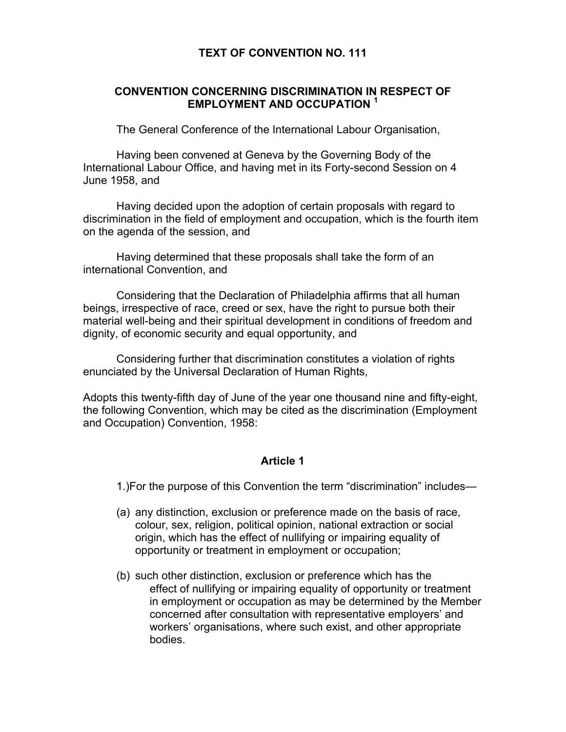**TEXT OF CONVENTION NO. 111**

**CONVENTION CONCERNING DISCRIMINATION IN RESPECT OF EMPLOYMENT AND OCCUPATION [1]**

The General Conference of the International Labour Organisation,

Having been convened at Geneva by the Governing Body of the International Labour Office, and having met in its Forty-second Session on 4 June 1958, and

Having decided upon the adoption of certain proposals with regard to discrimination in the field of employment and occupation, which is the fourth item on the agenda of the session, and

Having determined that these proposals shall take the form of an international Convention, and

Considering that the Declaration of Philadelphia affirms that all human beings, irrespective of race, creed or sex, have the right to pursue both their material well-being and their spiritual development in conditions of freedom and dignity, of economic security and equal opportunity, and

Considering further that discrimination constitutes a violation of rights enunciated by the Universal Declaration of Human Rights,

Adopts this twenty-fifth day of June of the year one thousand nine and fifty-eight, the following Convention, which may be cited as the discrimination (Employment and Occupation) Convention, 1958:

**Article 1**

1.)For the purpose of this Convention the term "discrimination" includes—

(a) any distinction, exclusion or preference made on the basis of race, colour, sex, religion, political opinion, national extraction or social origin, which has the effect of nullifying or impairing equality of opportunity or treatment in employment or occupation;

(b) such other distinction, exclusion or preference which has the effect of nullifying or impairing equality of opportunity or treatment in employment or occupation as may be determined by the Member concerned after consultation with representative employers' and workers' organisations, where such exist, and other appropriate bodies.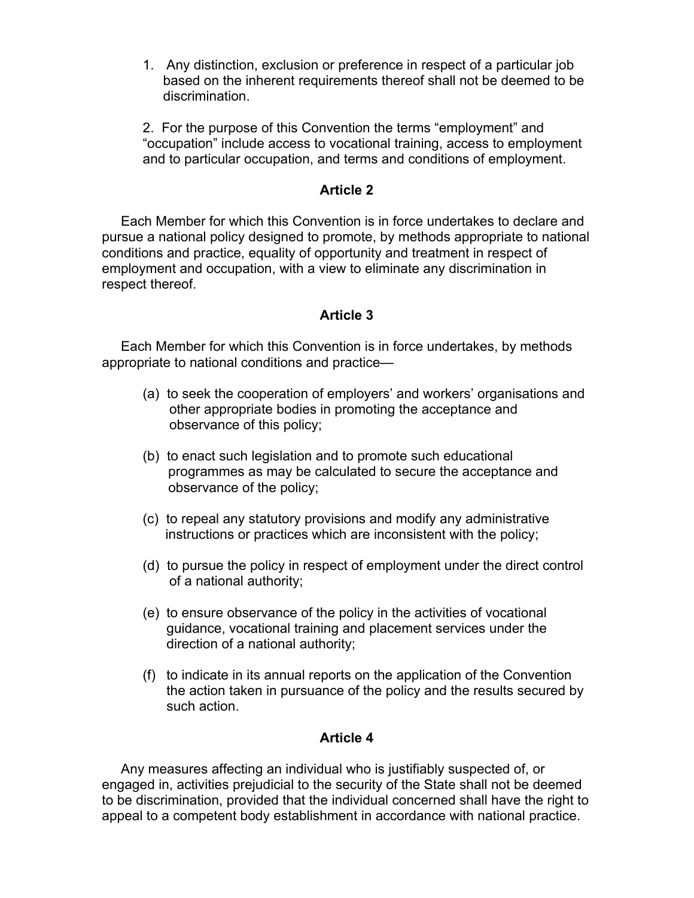1. Any distinction, exclusion or preference in respect of a particular job based on the inherent requirements thereof shall not be deemed to be discrimination.

2. For the purpose of this Convention the terms "employment" and "occupation" include access to vocational training, access to employment and to particular occupation, and terms and conditions of employment.

**Article 2**

Each Member for which this Convention is in force undertakes to declare and pursue a national policy designed to promote, by methods appropriate to national conditions and practice, equality of opportunity and treatment in respect of employment and occupation, with a view to eliminate any discrimination in respect thereof.

**Article 3**

Each Member for which this Convention is in force undertakes, by methods appropriate to national conditions and practice—

(a) to seek the cooperation of employers' and workers' organisations and other appropriate bodies in promoting the acceptance and observance of this policy;

(b) to enact such legislation and to promote such educational programmes as may be calculated to secure the acceptance and observance of the policy;

(c) to repeal any statutory provisions and modify any administrative instructions or practices which are inconsistent with the policy;

(d) to pursue the policy in respect of employment under the direct control of a national authority;

(e) to ensure observance of the policy in the activities of vocational guidance, vocational training and placement services under the direction of a national authority;

(f) to indicate in its annual reports on the application of the Convention the action taken in pursuance of the policy and the results secured by such action.

**Article 4**

Any measures affecting an individual who is justifiably suspected of, or engaged in, activities prejudicial to the security of the State shall not be deemed to be discrimination, provided that the individual concerned shall have the right to appeal to a competent body establishment in accordance with national practice.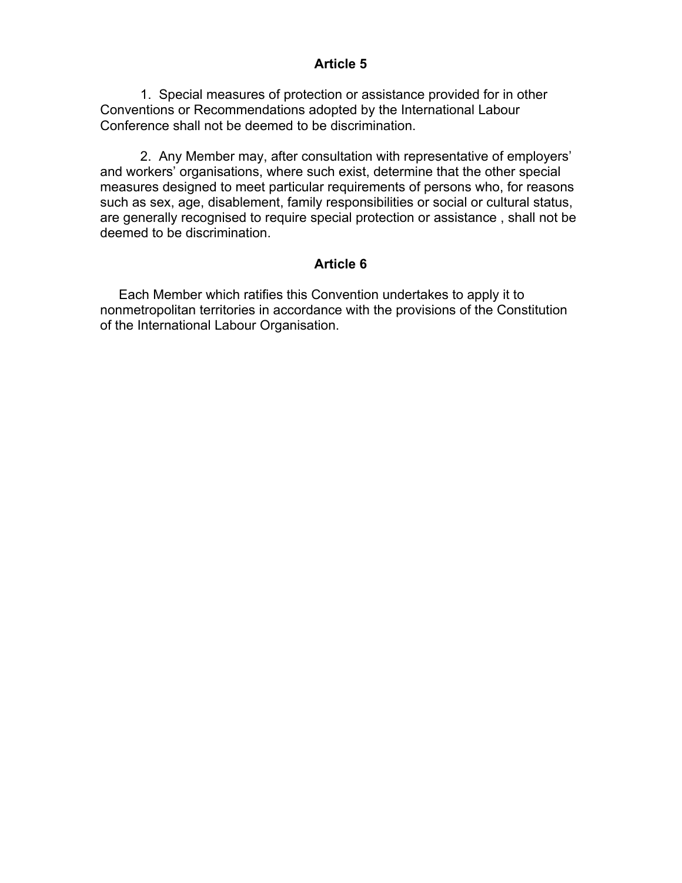## Article 5

1. Special measures of protection or assistance provided for in other Conventions or Recommendations adopted by the International Labour Conference shall not be deemed to be discrimination.

2. Any Member may, after consultation with representative of employers' and workers' organisations, where such exist, determine that the other special measures designed to meet particular requirements of persons who, for reasons such as sex, age, disablement, family responsibilities or social or cultural status, are generally recognised to require special protection or assistance , shall not be deemed to be discrimination.

## Article 6

Each Member which ratifies this Convention undertakes to apply it to nonmetropolitan territories in accordance with the provisions of the Constitution of the International Labour Organisation.